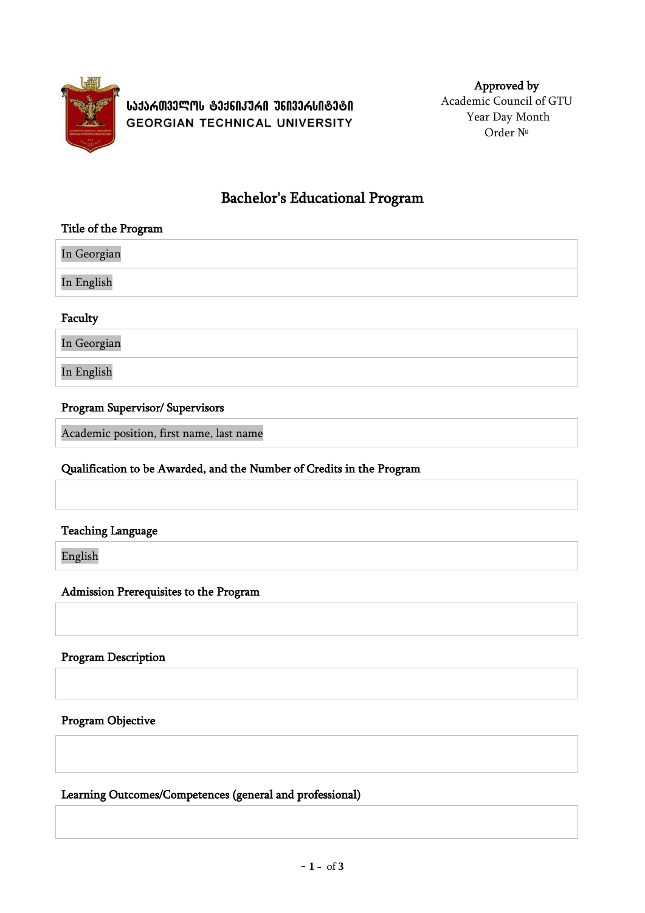საქართველოს ტექნიკური უნივერსიტეტი
GEORGIAN TECHNICAL UNIVERSITY

**Approved by**
Academic Council of GTU
Year Day Month
Order №

# Bachelor's Educational Program

### Title of the Program

| |
|---|
| In Georgian |
| In English |

### Faculty

| |
|---|
| In Georgian |
| In English |

### Program Supervisor/ Supervisors

| |
|---|
| Academic position, first name, last name |

### Qualification to be Awarded, and the Number of Credits in the Program

| |
|---|
| |

### Teaching Language

| |
|---|
| English |

### Admission Prerequisites to the Program

| |
|---|
| |

### Program Description

| |
|---|
| |

### Program Objective

| |
|---|
| |

### Learning Outcomes/Competences (general and professional)

| |
|---|
| |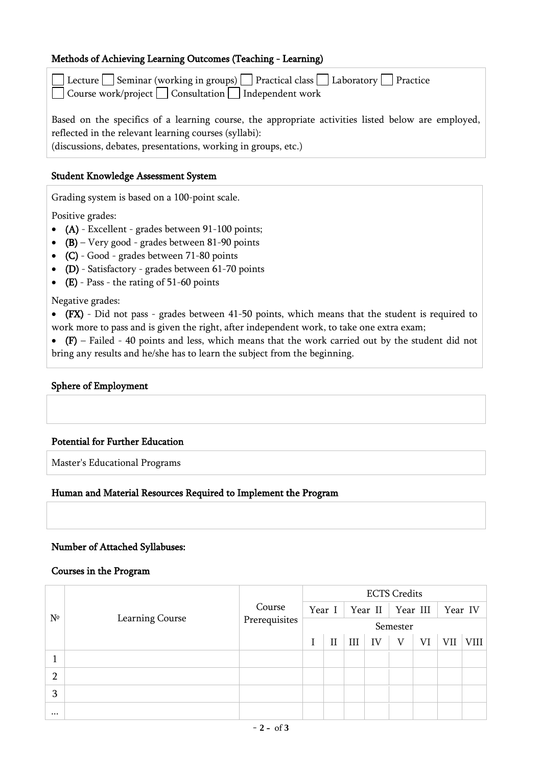### Methods of Achieving Learning Outcomes (Teaching - Learning)

☐ Lecture ☐ Seminar (working in groups) ☐ Practical class ☐ Laboratory ☐ Practice
☐ Course work/project ☐ Consultation ☐ Independent work

Based on the specifics of a learning course, the appropriate activities listed below are employed, reflected in the relevant learning courses (syllabi):
(discussions, debates, presentations, working in groups, etc.)

### Student Knowledge Assessment System

Grading system is based on a 100-point scale.

Positive grades:

- **(A)** - Excellent - grades between 91-100 points;
- **(B)** – Very good - grades between 81-90 points
- **(C)** - Good - grades between 71-80 points
- **(D)** - Satisfactory - grades between 61-70 points
- **(E)** - Pass - the rating of 51-60 points

Negative grades:

- **(FX)** - Did not pass - grades between 41-50 points, which means that the student is required to work more to pass and is given the right, after independent work, to take one extra exam;
- **(F)** – Failed - 40 points and less, which means that the work carried out by the student did not bring any results and he/she has to learn the subject from the beginning.

### Sphere of Employment

### Potential for Further Education

Master's Educational Programs

### Human and Material Resources Required to Implement the Program

### Number of Attached Syllabuses:

### Courses in the Program

| № | Learning Course | Course Prerequisites | ECTS Credits | | | | | | | |
|---|---|---|---|---|---|---|---|---|---|---|
| | | | Year I | | Year II | | Year III | | Year IV | |
| | | | Semester | | | | | | | |
| | | | I | II | III | IV | V | VI | VII | VIII |
| 1 | | | | | | | | | | |
| 2 | | | | | | | | | | |
| 3 | | | | | | | | | | |
| ... | | | | | | | | | | |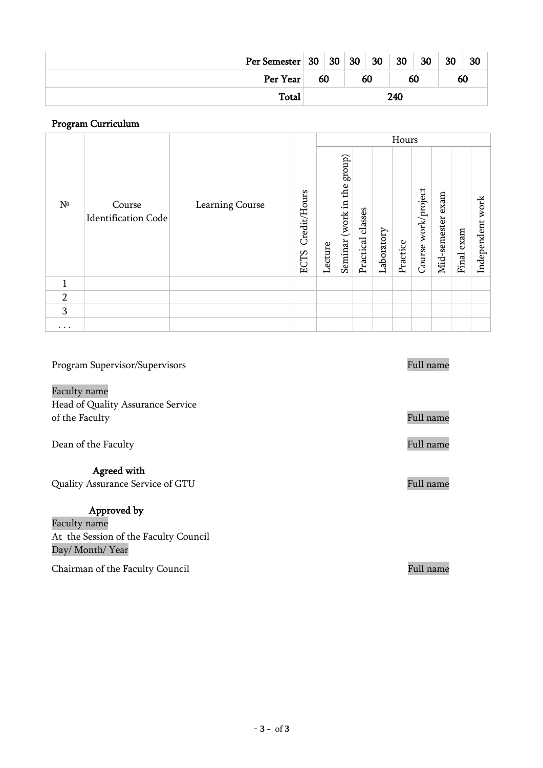| | | | | | | | | |
|---|---|---|---|---|---|---|---|---|
| **Per Semester** | **30** | **30** | **30** | **30** | **30** | **30** | **30** | **30** |
| **Per Year** | **60** | | **60** | | **60** | | **60** | |
| **Total** | **240** | | | | | | | |

## Program Curriculum

| № | Course Identification Code | Learning Course | ECTS Credit/Hours | Hours | | | | | | | | |
|---|---|---|---|---|---|---|---|---|---|---|---|---|
| | | | | Lecture | Seminar (work in the group) | Practical classes | Laboratory | Practice | Course work/project | Mid-semester exam | Final exam | Independent work |
| 1 | | | | | | | | | | | | |
| 2 | | | | | | | | | | | | |
| 3 | | | | | | | | | | | | |
| . . . | | | | | | | | | | | | |

Program Supervisor/Supervisors — Full name

Faculty name
Head of Quality Assurance Service
of the Faculty — Full name

Dean of the Faculty — Full name

**Agreed with**
Quality Assurance Service of GTU — Full name

**Approved by**
Faculty name
At the Session of the Faculty Council
Day/ Month/ Year

Chairman of the Faculty Council — Full name